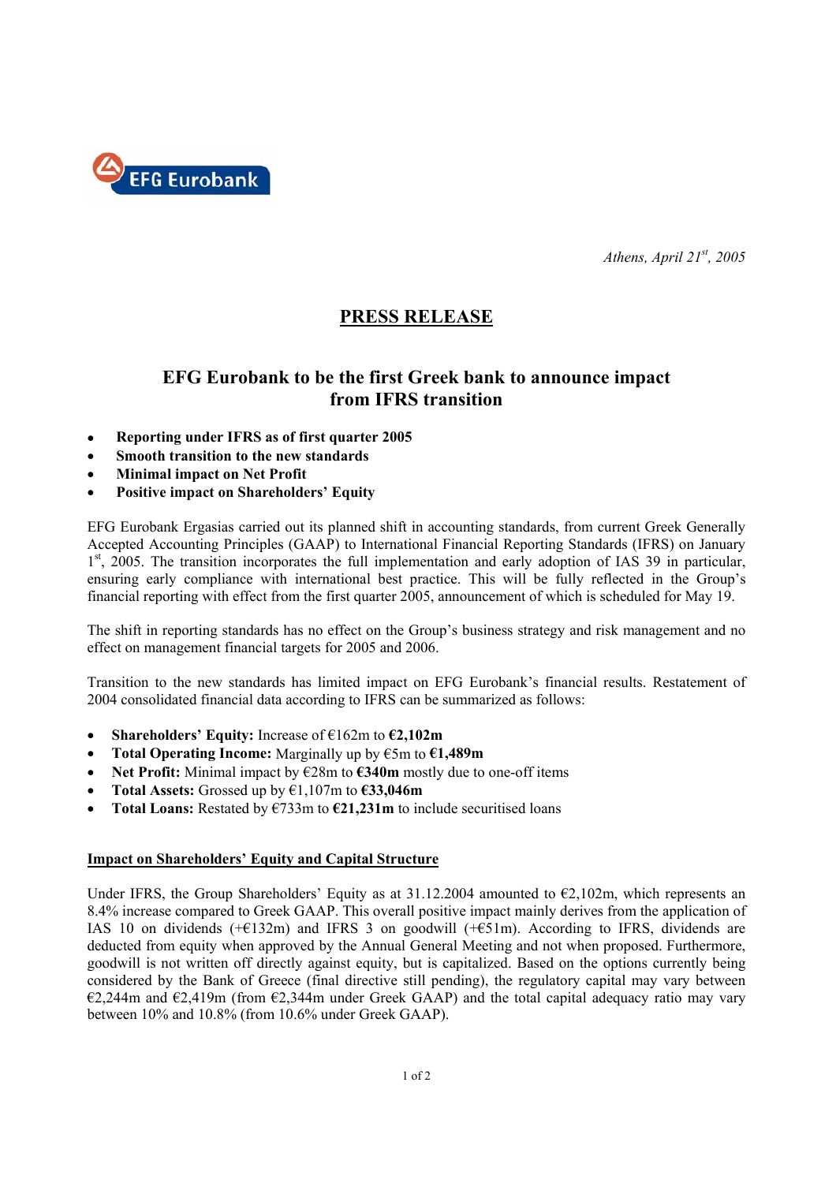EFG Eurobank

*Athens, April 21st, 2005*

# PRESS RELEASE

## EFG Eurobank to be the first Greek bank to announce impact from IFRS transition

- **Reporting under IFRS as of first quarter 2005**
- **Smooth transition to the new standards**
- **Minimal impact on Net Profit**
- **Positive impact on Shareholders' Equity**

EFG Eurobank Ergasias carried out its planned shift in accounting standards, from current Greek Generally Accepted Accounting Principles (GAAP) to International Financial Reporting Standards (IFRS) on January 1st, 2005. The transition incorporates the full implementation and early adoption of IAS 39 in particular, ensuring early compliance with international best practice. This will be fully reflected in the Group's financial reporting with effect from the first quarter 2005, announcement of which is scheduled for May 19.

The shift in reporting standards has no effect on the Group's business strategy and risk management and no effect on management financial targets for 2005 and 2006.

Transition to the new standards has limited impact on EFG Eurobank's financial results. Restatement of 2004 consolidated financial data according to IFRS can be summarized as follows:

- **Shareholders' Equity:** Increase of €162m to **€2,102m**
- **Total Operating Income:** Marginally up by €5m to **€1,489m**
- **Net Profit:** Minimal impact by €28m to **€340m** mostly due to one-off items
- **Total Assets:** Grossed up by €1,107m to **€33,046m**
- **Total Loans:** Restated by €733m to **€21,231m** to include securitised loans

### Impact on Shareholders' Equity and Capital Structure

Under IFRS, the Group Shareholders' Equity as at 31.12.2004 amounted to €2,102m, which represents an 8.4% increase compared to Greek GAAP. This overall positive impact mainly derives from the application of IAS 10 on dividends (+€132m) and IFRS 3 on goodwill (+€51m). According to IFRS, dividends are deducted from equity when approved by the Annual General Meeting and not when proposed. Furthermore, goodwill is not written off directly against equity, but is capitalized. Based on the options currently being considered by the Bank of Greece (final directive still pending), the regulatory capital may vary between €2,244m and €2,419m (from €2,344m under Greek GAAP) and the total capital adequacy ratio may vary between 10% and 10.8% (from 10.6% under Greek GAAP).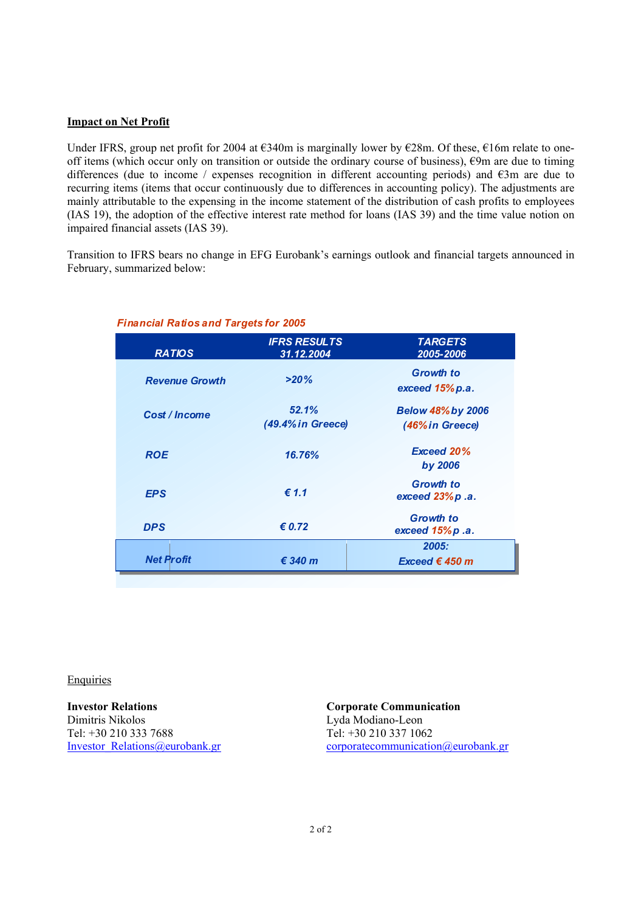## Impact on Net Profit

Under IFRS, group net profit for 2004 at €340m is marginally lower by €28m. Of these, €16m relate to one-off items (which occur only on transition or outside the ordinary course of business), €9m are due to timing differences (due to income / expenses recognition in different accounting periods) and €3m are due to recurring items (items that occur continuously due to differences in accounting policy). The adjustments are mainly attributable to the expensing in the income statement of the distribution of cash profits to employees (IAS 19), the adoption of the effective interest rate method for loans (IAS 39) and the time value notion on impaired financial assets (IAS 39).

Transition to IFRS bears no change in EFG Eurobank's earnings outlook and financial targets announced in February, summarized below:

***Financial Ratios and Targets for 2005***

| RATIOS | IFRS RESULTS 31.12.2004 | TARGETS 2005-2006 |
|---|---|---|
| Revenue Growth | >20% | Growth to exceed 15% p.a. |
| Cost / Income | 52.1% (49.4% in Greece) | Below 48% by 2006 (46% in Greece) |
| ROE | 16.76% | Exceed 20% by 2006 |
| EPS | € 1.1 | Growth to exceed 23% p.a. |
| DPS | € 0.72 | Growth to exceed 15% p.a. |
| Net Profit | € 340 m | 2005: Exceed € 450 m |

Enquiries

**Investor Relations**
Dimitris Nikolos
Tel: +30 210 333 7688
Investor_Relations@eurobank.gr

**Corporate Communication**
Lyda Modiano-Leon
Tel: +30 210 337 1062
corporatecommunication@eurobank.gr